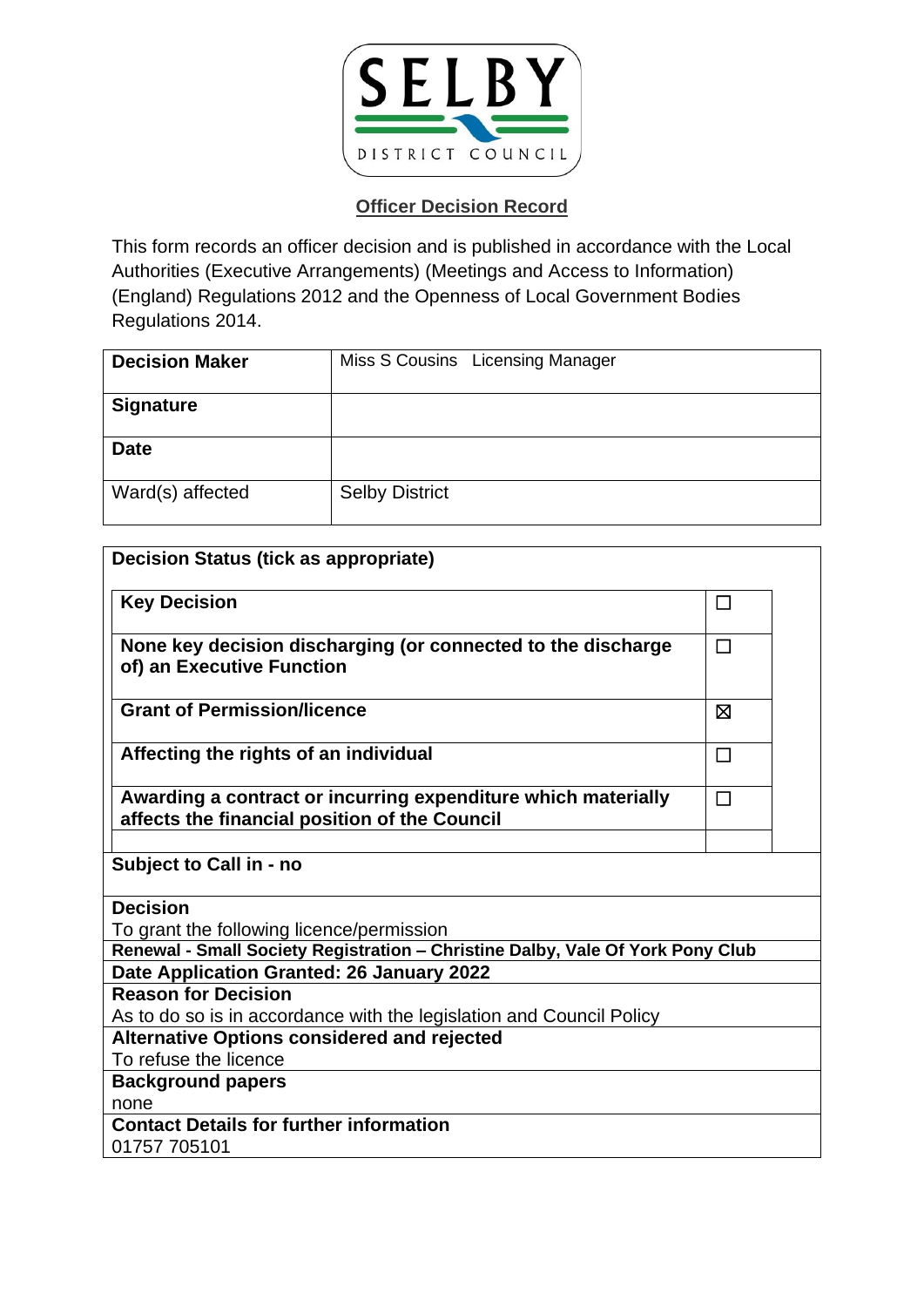SELBY DISTRICT COUNCIL

## Officer Decision Record

This form records an officer decision and is published in accordance with the Local Authorities (Executive Arrangements) (Meetings and Access to Information) (England) Regulations 2012 and the Openness of Local Government Bodies Regulations 2014.

| **Decision Maker** | Miss S Cousins Licensing Manager |
| --- | --- |
| **Signature** | |
| **Date** | |
| Ward(s) affected | Selby District |

| **Decision Status (tick as appropriate)** | |
| --- | --- |
| **Key Decision** | ☐ |
| **None key decision discharging (or connected to the discharge of) an Executive Function** | ☐ |
| **Grant of Permission/licence** | ☒ |
| **Affecting the rights of an individual** | ☐ |
| **Awarding a contract or incurring expenditure which materially affects the financial position of the Council** | ☐ |

**Subject to Call in - no**

**Decision**
To grant the following licence/permission

**Renewal - Small Society Registration – Christine Dalby, Vale Of York Pony Club**

**Date Application Granted: 26 January 2022**

**Reason for Decision**
As to do so is in accordance with the legislation and Council Policy

**Alternative Options considered and rejected**
To refuse the licence

**Background papers**
none

**Contact Details for further information**
01757 705101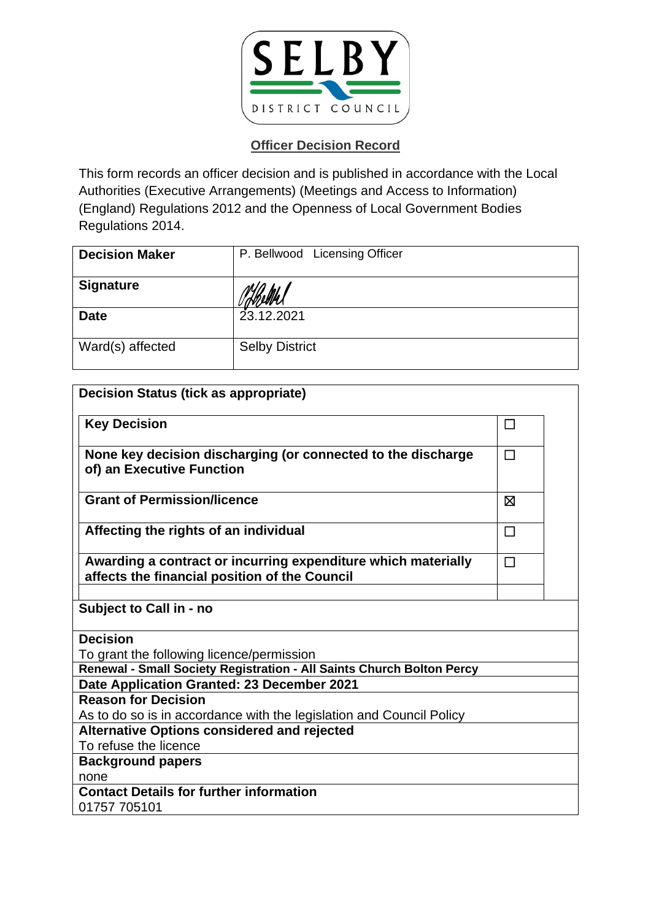SELBY DISTRICT COUNCIL

**Officer Decision Record**

This form records an officer decision and is published in accordance with the Local Authorities (Executive Arrangements) (Meetings and Access to Information) (England) Regulations 2012 and the Openness of Local Government Bodies Regulations 2014.

| **Decision Maker** | P. Bellwood Licensing Officer |
|---|---|
| **Signature** | |
| **Date** | 23.12.2021 |
| Ward(s) affected | Selby District |

**Decision Status (tick as appropriate)**

| | |
|---|---|
| **Key Decision** | ☐ |
| **None key decision discharging (or connected to the discharge of) an Executive Function** | ☐ |
| **Grant of Permission/licence** | ☒ |
| **Affecting the rights of an individual** | ☐ |
| **Awarding a contract or incurring expenditure which materially affects the financial position of the Council** | ☐ |

**Subject to Call in - no**

**Decision**

To grant the following licence/permission

**Renewal - Small Society Registration - All Saints Church Bolton Percy**

**Date Application Granted: 23 December 2021**

**Reason for Decision**

As to do so is in accordance with the legislation and Council Policy

**Alternative Options considered and rejected**

To refuse the licence

**Background papers**

none

**Contact Details for further information**

01757 705101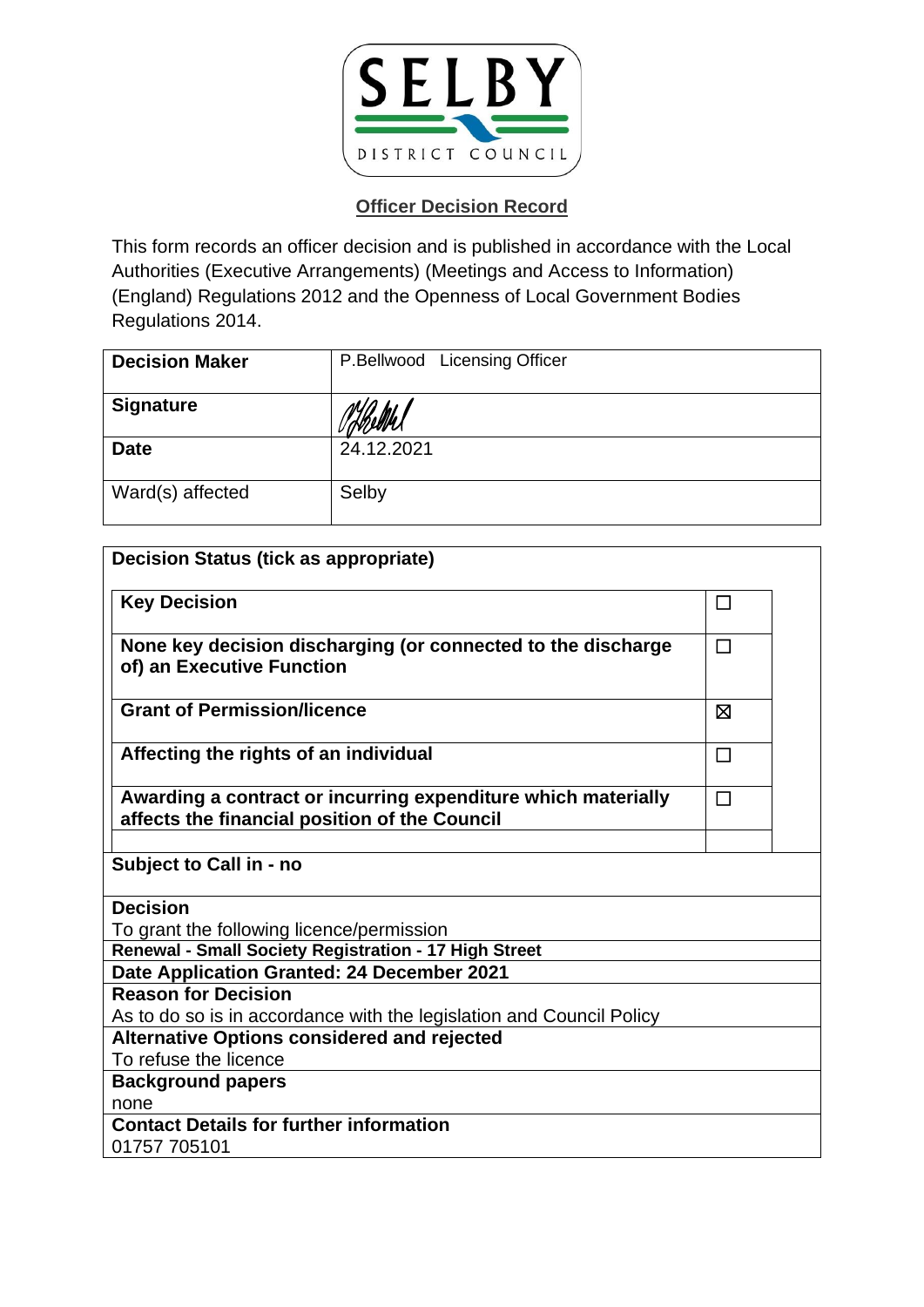SELBY DISTRICT COUNCIL

## Officer Decision Record

This form records an officer decision and is published in accordance with the Local Authorities (Executive Arrangements) (Meetings and Access to Information) (England) Regulations 2012 and the Openness of Local Government Bodies Regulations 2014.

| | |
|---|---|
| **Decision Maker** | P.Bellwood Licensing Officer |
| **Signature** | |
| **Date** | 24.12.2021 |
| Ward(s) affected | Selby |

**Decision Status (tick as appropriate)**

| | |
|---|---|
| **Key Decision** | ☐ |
| **None key decision discharging (or connected to the discharge of) an Executive Function** | ☐ |
| **Grant of Permission/licence** | ☒ |
| **Affecting the rights of an individual** | ☐ |
| **Awarding a contract or incurring expenditure which materially affects the financial position of the Council** | ☐ |

**Subject to Call in - no**

**Decision**
To grant the following licence/permission

**Renewal - Small Society Registration - 17 High Street**

**Date Application Granted: 24 December 2021**

**Reason for Decision**
As to do so is in accordance with the legislation and Council Policy

**Alternative Options considered and rejected**
To refuse the licence

**Background papers**
none

**Contact Details for further information**
01757 705101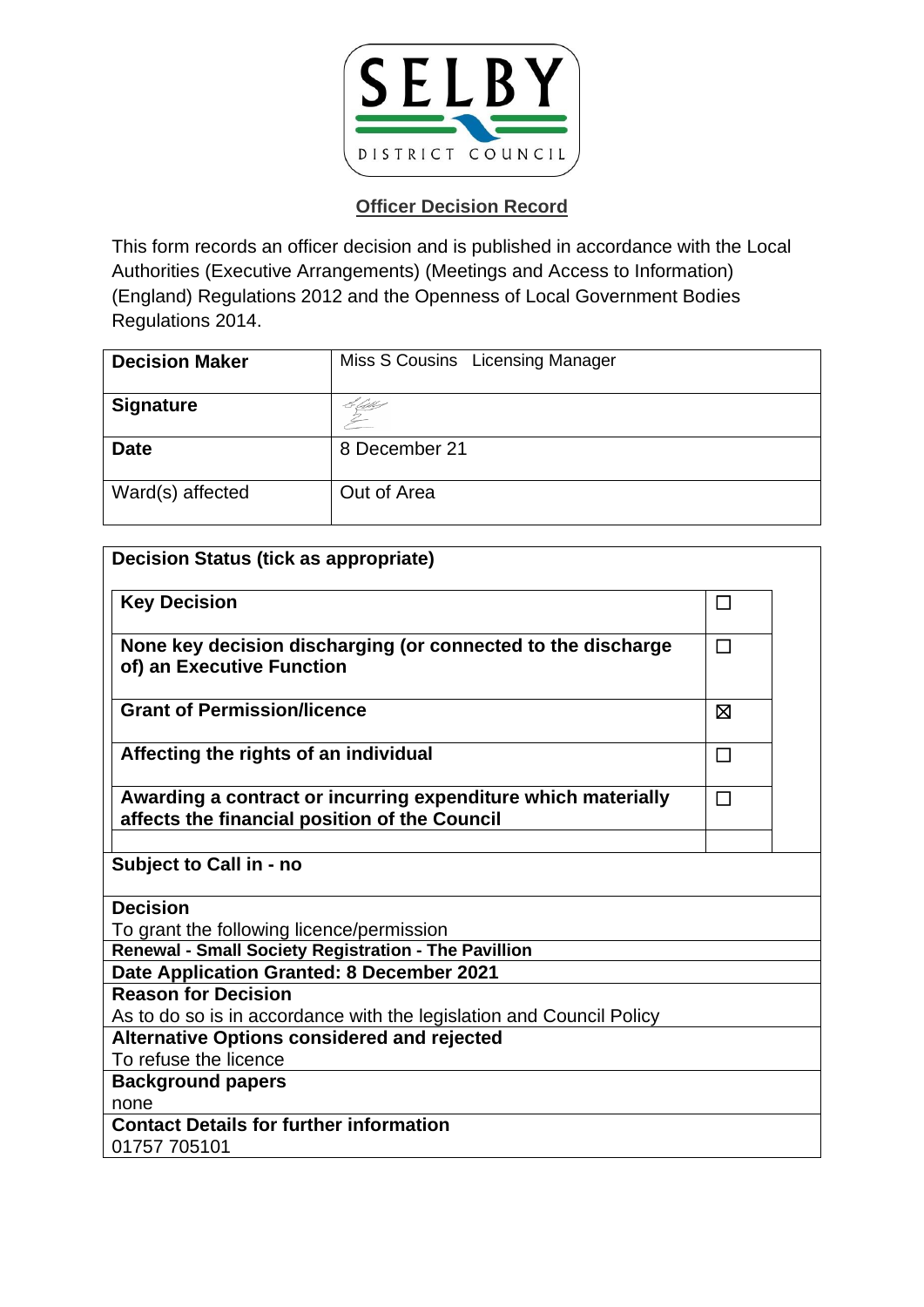SELBY DISTRICT COUNCIL

## Officer Decision Record

This form records an officer decision and is published in accordance with the Local Authorities (Executive Arrangements) (Meetings and Access to Information) (England) Regulations 2012 and the Openness of Local Government Bodies Regulations 2014.

| **Decision Maker** | Miss S Cousins   Licensing Manager |
|---|---|
| **Signature** | |
| **Date** | 8 December 21 |
| Ward(s) affected | Out of Area |

**Decision Status (tick as appropriate)**

| | |
|---|---|
| **Key Decision** | ☐ |
| **None key decision discharging (or connected to the discharge of) an Executive Function** | ☐ |
| **Grant of Permission/licence** | ☒ |
| **Affecting the rights of an individual** | ☐ |
| **Awarding a contract or incurring expenditure which materially affects the financial position of the Council** | ☐ |

**Subject to Call in - no**

**Decision**
To grant the following licence/permission

**Renewal - Small Society Registration - The Pavillion**

**Date Application Granted: 8 December 2021**

**Reason for Decision**
As to do so is in accordance with the legislation and Council Policy

**Alternative Options considered and rejected**
To refuse the licence

**Background papers**
none

**Contact Details for further information**
01757 705101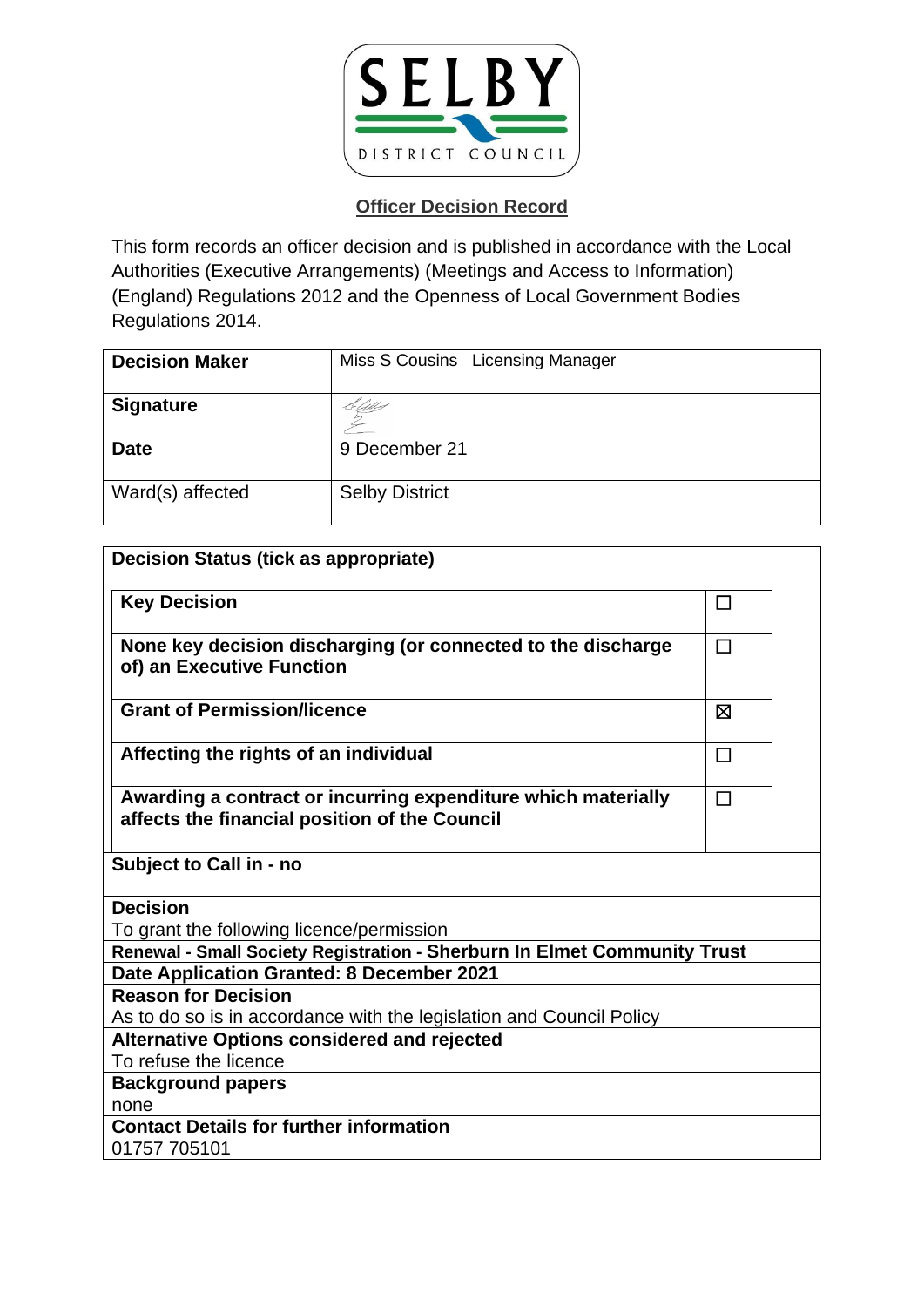SELBY DISTRICT COUNCIL

## Officer Decision Record

This form records an officer decision and is published in accordance with the Local Authorities (Executive Arrangements) (Meetings and Access to Information) (England) Regulations 2012 and the Openness of Local Government Bodies Regulations 2014.

| **Decision Maker** | Miss S Cousins Licensing Manager |
|---|---|
| **Signature** | |
| **Date** | 9 December 21 |
| Ward(s) affected | Selby District |

| **Decision Status (tick as appropriate)** | |
|---|---|
| **Key Decision** | ☐ |
| **None key decision discharging (or connected to the discharge of) an Executive Function** | ☐ |
| **Grant of Permission/licence** | ☒ |
| **Affecting the rights of an individual** | ☐ |
| **Awarding a contract or incurring expenditure which materially affects the financial position of the Council** | ☐ |

**Subject to Call in - no**

**Decision**
To grant the following licence/permission

**Renewal - Small Society Registration - Sherburn In Elmet Community Trust**

**Date Application Granted: 8 December 2021**

**Reason for Decision**
As to do so is in accordance with the legislation and Council Policy

**Alternative Options considered and rejected**
To refuse the licence

**Background papers**
none

**Contact Details for further information**
01757 705101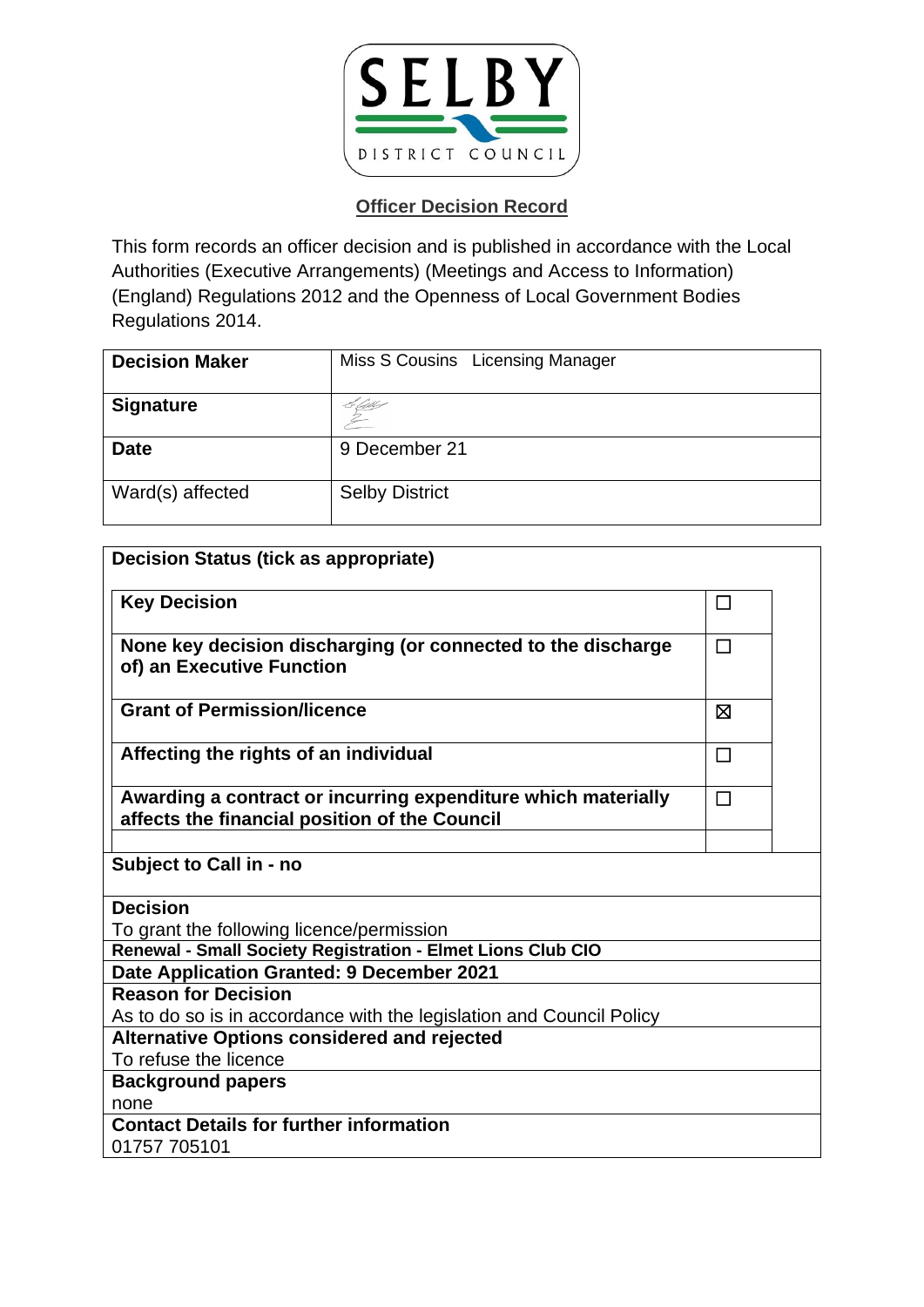SELBY DISTRICT COUNCIL

## Officer Decision Record

This form records an officer decision and is published in accordance with the Local Authorities (Executive Arrangements) (Meetings and Access to Information) (England) Regulations 2012 and the Openness of Local Government Bodies Regulations 2014.

| **Decision Maker** | Miss S Cousins   Licensing Manager |
|---|---|
| **Signature** | |
| **Date** | 9 December 21 |
| Ward(s) affected | Selby District |

| **Decision Status (tick as appropriate)** | |
|---|---|
| **Key Decision** | ☐ |
| **None key decision discharging (or connected to the discharge of) an Executive Function** | ☐ |
| **Grant of Permission/licence** | ☒ |
| **Affecting the rights of an individual** | ☐ |
| **Awarding a contract or incurring expenditure which materially affects the financial position of the Council** | ☐ |

**Subject to Call in - no**

**Decision**
To grant the following licence/permission

**Renewal - Small Society Registration - Elmet Lions Club CIO**

**Date Application Granted: 9 December 2021**

**Reason for Decision**
As to do so is in accordance with the legislation and Council Policy

**Alternative Options considered and rejected**
To refuse the licence

**Background papers**
none

**Contact Details for further information**
01757 705101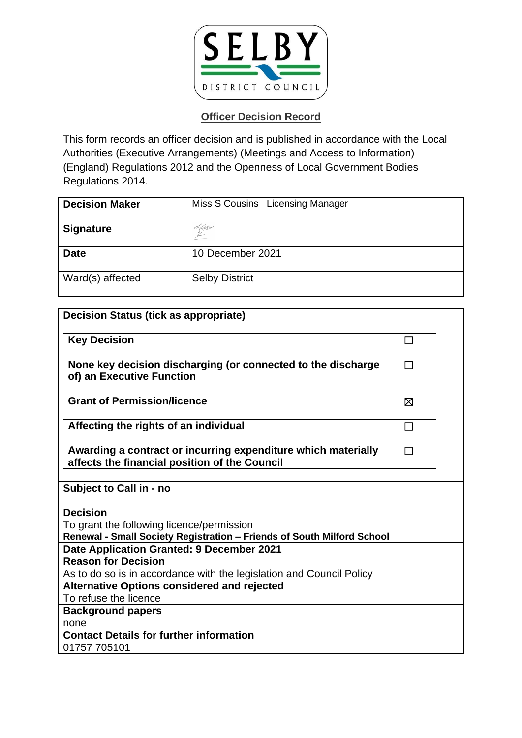SELBY DISTRICT COUNCIL

## Officer Decision Record

This form records an officer decision and is published in accordance with the Local Authorities (Executive Arrangements) (Meetings and Access to Information) (England) Regulations 2012 and the Openness of Local Government Bodies Regulations 2014.

| **Decision Maker** | Miss S Cousins Licensing Manager |
|---|---|
| **Signature** | |
| **Date** | 10 December 2021 |
| Ward(s) affected | Selby District |

**Decision Status (tick as appropriate)**

| | |
|---|---|
| **Key Decision** | ☐ |
| **None key decision discharging (or connected to the discharge of) an Executive Function** | ☐ |
| **Grant of Permission/licence** | ☒ |
| **Affecting the rights of an individual** | ☐ |
| **Awarding a contract or incurring expenditure which materially affects the financial position of the Council** | ☐ |

**Subject to Call in - no**

**Decision**
To grant the following licence/permission

**Renewal - Small Society Registration – Friends of South Milford School**

**Date Application Granted: 9 December 2021**

**Reason for Decision**
As to do so is in accordance with the legislation and Council Policy

**Alternative Options considered and rejected**
To refuse the licence

**Background papers**
none

**Contact Details for further information**
01757 705101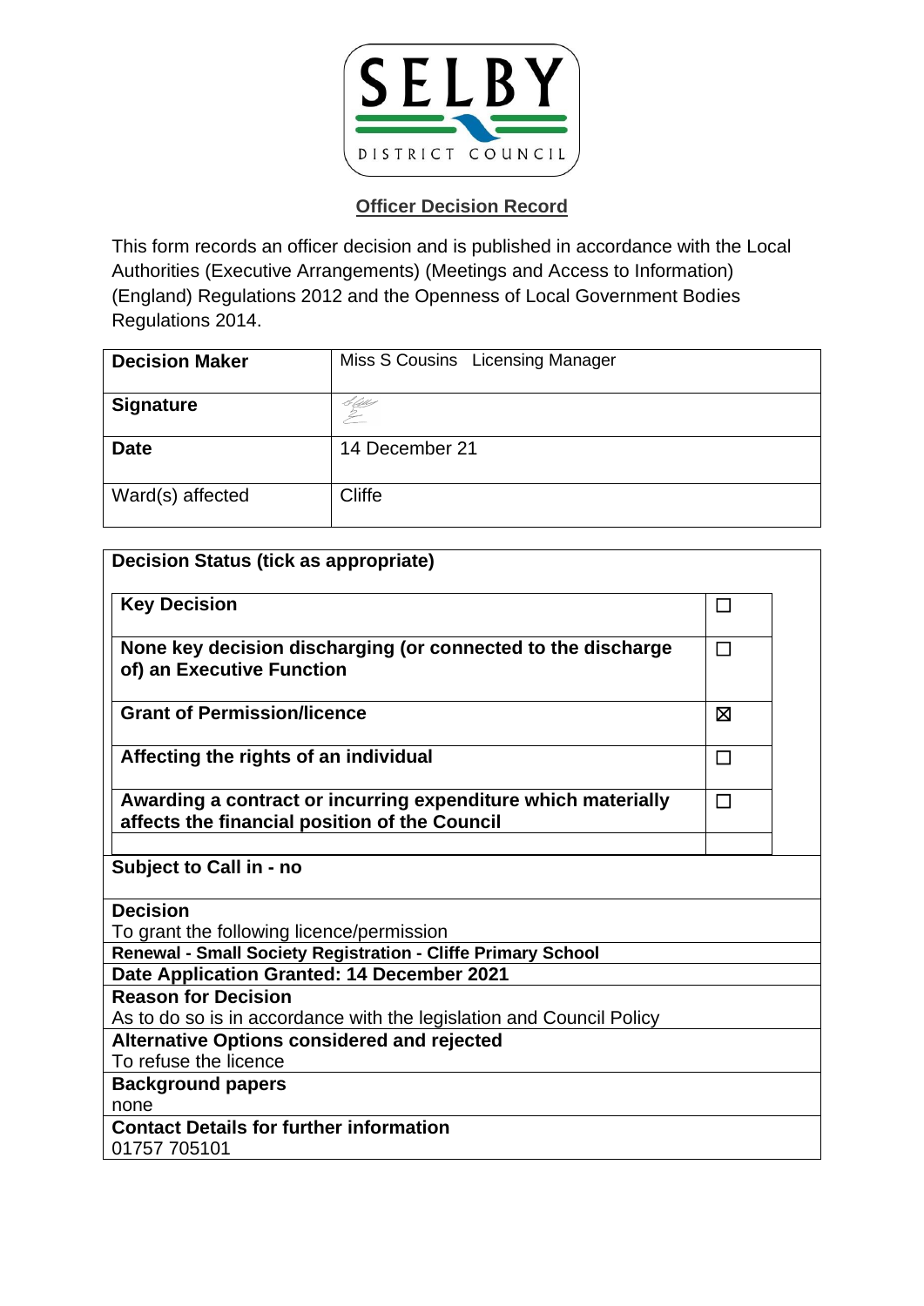SELBY DISTRICT COUNCIL

## Officer Decision Record

This form records an officer decision and is published in accordance with the Local Authorities (Executive Arrangements) (Meetings and Access to Information) (England) Regulations 2012 and the Openness of Local Government Bodies Regulations 2014.

| | |
|---|---|
| **Decision Maker** | Miss S Cousins Licensing Manager |
| **Signature** | |
| **Date** | 14 December 21 |
| Ward(s) affected | Cliffe |

| **Decision Status (tick as appropriate)** | |
|---|---|
| **Key Decision** | ☐ |
| **None key decision discharging (or connected to the discharge of) an Executive Function** | ☐ |
| **Grant of Permission/licence** | ☒ |
| **Affecting the rights of an individual** | ☐ |
| **Awarding a contract or incurring expenditure which materially affects the financial position of the Council** | ☐ |

**Subject to Call in - no**

**Decision**
To grant the following licence/permission

**Renewal - Small Society Registration - Cliffe Primary School**

**Date Application Granted: 14 December 2021**

**Reason for Decision**
As to do so is in accordance with the legislation and Council Policy

**Alternative Options considered and rejected**
To refuse the licence

**Background papers**
none

**Contact Details for further information**
01757 705101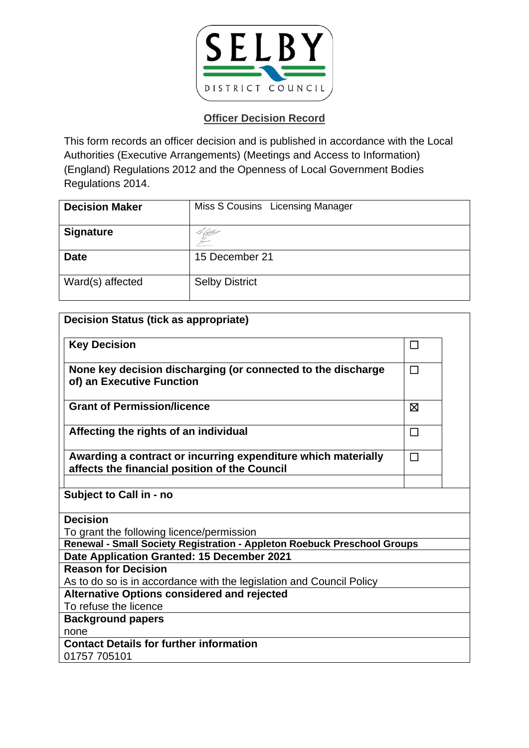SELBY DISTRICT COUNCIL

## Officer Decision Record

This form records an officer decision and is published in accordance with the Local Authorities (Executive Arrangements) (Meetings and Access to Information) (England) Regulations 2012 and the Openness of Local Government Bodies Regulations 2014.

| | |
|---|---|
| **Decision Maker** | Miss S Cousins Licensing Manager |
| **Signature** | |
| **Date** | 15 December 21 |
| Ward(s) affected | Selby District |

| **Decision Status (tick as appropriate)** | |
|---|---|
| **Key Decision** | ☐ |
| **None key decision discharging (or connected to the discharge of) an Executive Function** | ☐ |
| **Grant of Permission/licence** | ☒ |
| **Affecting the rights of an individual** | ☐ |
| **Awarding a contract or incurring expenditure which materially affects the financial position of the Council** | ☐ |
| | |

**Subject to Call in - no**

**Decision**
To grant the following licence/permission

**Renewal - Small Society Registration - Appleton Roebuck Preschool Groups**

**Date Application Granted: 15 December 2021**

**Reason for Decision**
As to do so is in accordance with the legislation and Council Policy

**Alternative Options considered and rejected**
To refuse the licence

**Background papers**
none

**Contact Details for further information**
01757 705101